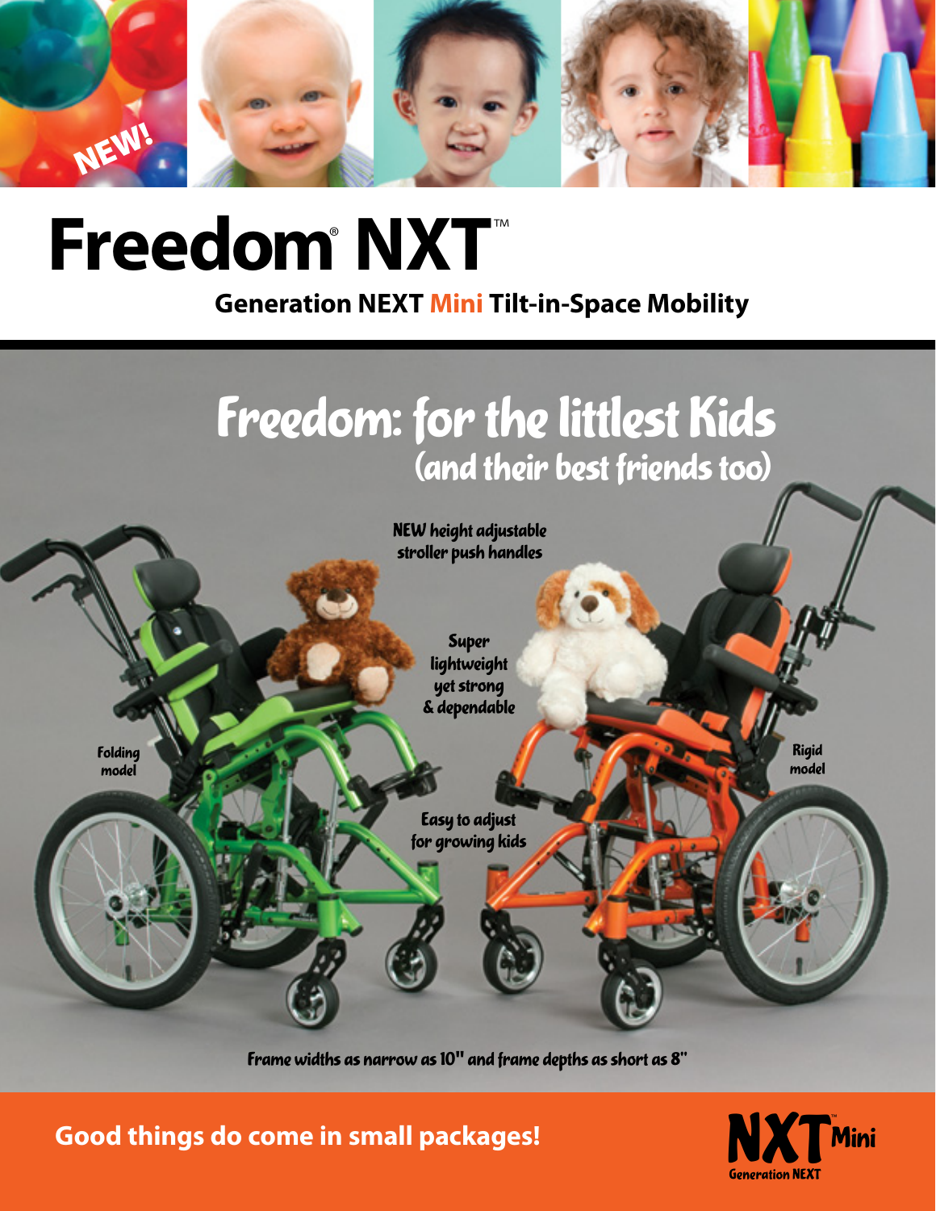NEW!

# Freedom® NXT™

## Generation NEXT Mini Tilt-in-Space Mobility

## Freedom: for the littlest Kids
### (and their best friends too)

NEW height adjustable stroller push handles

Super lightweight yet strong & dependable

Folding model

Rigid model

Easy to adjust for growing kids

Frame widths as narrow as 10" and frame depths as short as 8"

**Good things do come in small packages!**

NXT™ Mini Generation NEXT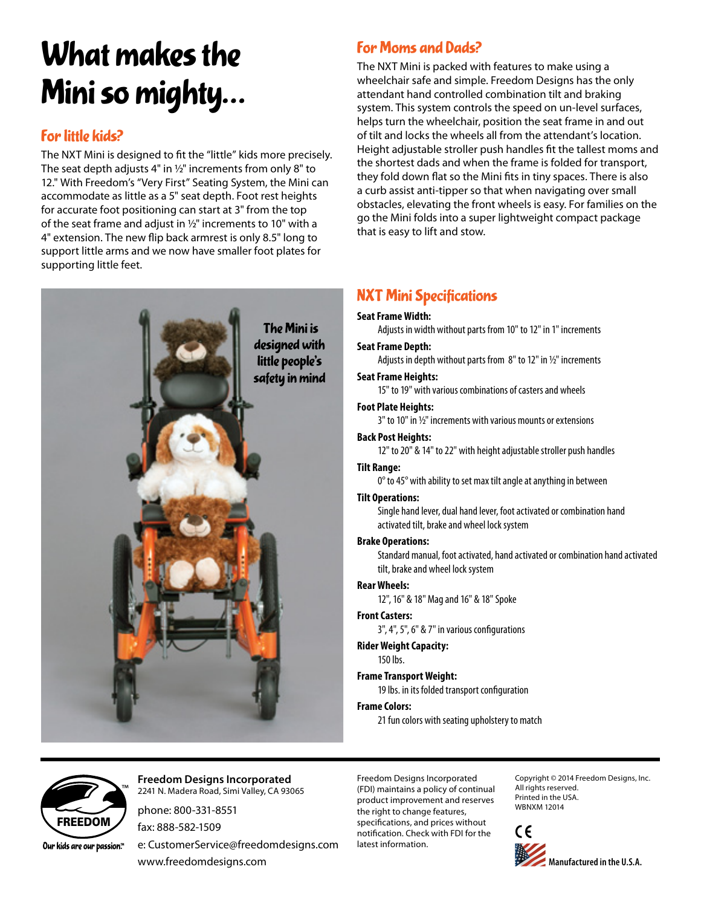# What makes the Mini so mighty...

## For little kids?

The NXT Mini is designed to fit the "little" kids more precisely. The seat depth adjusts 4" in ½" increments from only 8" to 12." With Freedom's "Very First" Seating System, the Mini can accommodate as little as a 5" seat depth. Foot rest heights for accurate foot positioning can start at 3" from the top of the seat frame and adjust in ½" increments to 10" with a 4" extension. The new flip back armrest is only 8.5" long to support little arms and we now have smaller foot plates for supporting little feet.

## For Moms and Dads?

The NXT Mini is packed with features to make using a wheelchair safe and simple. Freedom Designs has the only attendant hand controlled combination tilt and braking system. This system controls the speed on un-level surfaces, helps turn the wheelchair, position the seat frame in and out of tilt and locks the wheels all from the attendant's location. Height adjustable stroller push handles fit the tallest moms and the shortest dads and when the frame is folded for transport, they fold down flat so the Mini fits in tiny spaces. There is also a curb assist anti-tipper so that when navigating over small obstacles, elevating the front wheels is easy. For families on the go the Mini folds into a super lightweight compact package that is easy to lift and stow.

The Mini is designed with little people's safety in mind

## NXT Mini Specifications

**Seat Frame Width:**
Adjusts in width without parts from 10" to 12" in 1" increments

**Seat Frame Depth:**
Adjusts in depth without parts from 8" to 12" in ½" increments

**Seat Frame Heights:**
15" to 19" with various combinations of casters and wheels

**Foot Plate Heights:**
3" to 10" in ½" increments with various mounts or extensions

**Back Post Heights:**
12" to 20" & 14" to 22" with height adjustable stroller push handles

**Tilt Range:**
0° to 45° with ability to set max tilt angle at anything in between

**Tilt Operations:**
Single hand lever, dual hand lever, foot activated or combination hand activated tilt, brake and wheel lock system

**Brake Operations:**
Standard manual, foot activated, hand activated or combination hand activated tilt, brake and wheel lock system

**Rear Wheels:**
12", 16" & 18" Mag and 16" & 18" Spoke

**Front Casters:**
3", 4", 5", 6" & 7" in various configurations

**Rider Weight Capacity:**
150 lbs.

**Frame Transport Weight:**
19 lbs. in its folded transport configuration

**Frame Colors:**
21 fun colors with seating upholstery to match

---

FREEDOM™
Our kids are our passion.™

**Freedom Designs Incorporated**
2241 N. Madera Road, Simi Valley, CA 93065
phone: 800-331-8551
fax: 888-582-1509
e: CustomerService@freedomdesigns.com
www.freedomdesigns.com

Freedom Designs Incorporated (FDI) maintains a policy of continual product improvement and reserves the right to change features, specifications, and prices without notification. Check with FDI for the latest information.

Copyright © 2014 Freedom Designs, Inc.
All rights reserved.
Printed in the USA.
WBNXM 12014

CE

Manufactured in the U.S.A.